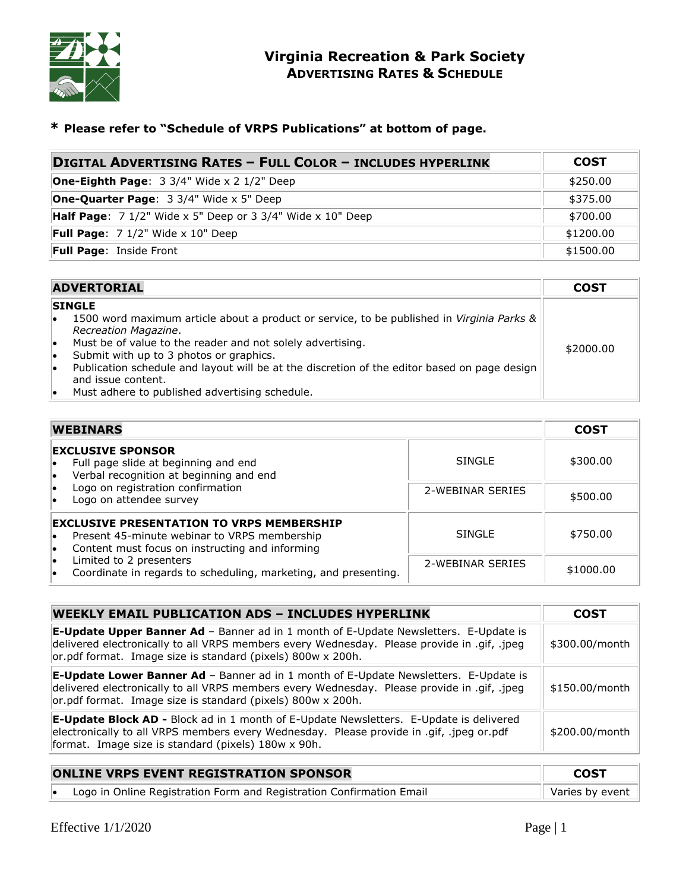# Virginia Recreation & Park Society

## Advertising Rates & Schedule

**\* Please refer to "Schedule of VRPS Publications" at bottom of page.**

| DIGITAL ADVERTISING RATES – FULL COLOR – INCLUDES HYPERLINK | COST |
|---|---|
| **One-Eighth Page**: 3 3/4" Wide x 2 1/2" Deep | $250.00 |
| **One-Quarter Page**: 3 3/4" Wide x 5" Deep | $375.00 |
| **Half Page**: 7 1/2" Wide x 5" Deep or 3 3/4" Wide x 10" Deep | $700.00 |
| **Full Page**: 7 1/2" Wide x 10" Deep | $1200.00 |
| **Full Page**: Inside Front | $1500.00 |

| ADVERTORIAL | COST |
|---|---|
| **SINGLE**<br>• 1500 word maximum article about a product or service, to be published in *Virginia Parks & Recreation Magazine*.<br>• Must be of value to the reader and not solely advertising.<br>• Submit with up to 3 photos or graphics.<br>• Publication schedule and layout will be at the discretion of the editor based on page design and issue content.<br>• Must adhere to published advertising schedule. | $2000.00 |

| WEBINARS | | COST |
|---|---|---|
| **EXCLUSIVE SPONSOR**<br>• Full page slide at beginning and end<br>• Verbal recognition at beginning and end<br>• Logo on registration confirmation<br>• Logo on attendee survey | SINGLE | $300.00 |
| | 2-WEBINAR SERIES | $500.00 |
| **EXCLUSIVE PRESENTATION TO VRPS MEMBERSHIP**<br>• Present 45-minute webinar to VRPS membership<br>• Content must focus on instructing and informing<br>• Limited to 2 presenters<br>• Coordinate in regards to scheduling, marketing, and presenting. | SINGLE | $750.00 |
| | 2-WEBINAR SERIES | $1000.00 |

| WEEKLY EMAIL PUBLICATION ADS – INCLUDES HYPERLINK | COST |
|---|---|
| **E-Update Upper Banner Ad** – Banner ad in 1 month of E-Update Newsletters. E-Update is delivered electronically to all VRPS members every Wednesday. Please provide in .gif, .jpeg or.pdf format. Image size is standard (pixels) 800w x 200h. | $300.00/month |
| **E-Update Lower Banner Ad** – Banner ad in 1 month of E-Update Newsletters. E-Update is delivered electronically to all VRPS members every Wednesday. Please provide in .gif, .jpeg or.pdf format. Image size is standard (pixels) 800w x 200h. | $150.00/month |
| **E-Update Block AD -** Block ad in 1 month of E-Update Newsletters. E-Update is delivered electronically to all VRPS members every Wednesday. Please provide in .gif, .jpeg or.pdf format. Image size is standard (pixels) 180w x 90h. | $200.00/month |

| ONLINE VRPS EVENT REGISTRATION SPONSOR | COST |
|---|---|
| • Logo in Online Registration Form and Registration Confirmation Email | Varies by event |

Effective 1/1/2020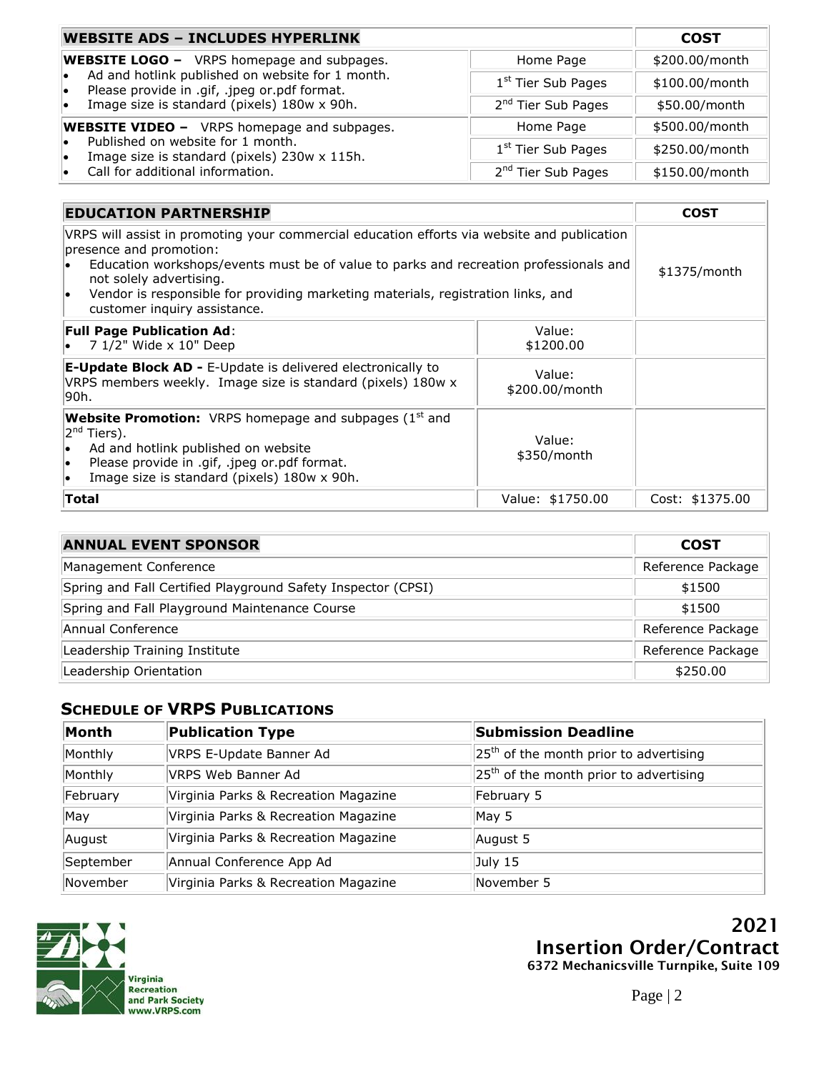| WEBSITE ADS – INCLUDES HYPERLINK | | COST |
|---|---|---|
| **WEBSITE LOGO –** VRPS homepage and subpages. • Ad and hotlink published on website for 1 month. • Please provide in .gif, .jpeg or.pdf format. • Image size is standard (pixels) 180w x 90h. | Home Page | $200.00/month |
| | 1st Tier Sub Pages | $100.00/month |
| | 2nd Tier Sub Pages | $50.00/month |
| **WEBSITE VIDEO –** VRPS homepage and subpages. • Published on website for 1 month. • Image size is standard (pixels) 230w x 115h. • Call for additional information. | Home Page | $500.00/month |
| | 1st Tier Sub Pages | $250.00/month |
| | 2nd Tier Sub Pages | $150.00/month |

| EDUCATION PARTNERSHIP | | COST |
|---|---|---|
| VRPS will assist in promoting your commercial education efforts via website and publication presence and promotion: • Education workshops/events must be of value to parks and recreation professionals and not solely advertising. • Vendor is responsible for providing marketing materials, registration links, and customer inquiry assistance. | | $1375/month |
| **Full Page Publication Ad**: • 7 1/2" Wide x 10" Deep | Value: $1200.00 | |
| **E-Update Block AD -** E-Update is delivered electronically to VRPS members weekly. Image size is standard (pixels) 180w x 90h. | Value: $200.00/month | |
| **Website Promotion:** VRPS homepage and subpages (1st and 2nd Tiers). • Ad and hotlink published on website • Please provide in .gif, .jpeg or.pdf format. • Image size is standard (pixels) 180w x 90h. | Value: $350/month | |
| **Total** | Value: $1750.00 | Cost: $1375.00 |

| ANNUAL EVENT SPONSOR | COST |
|---|---|
| Management Conference | Reference Package |
| Spring and Fall Certified Playground Safety Inspector (CPSI) | $1500 |
| Spring and Fall Playground Maintenance Course | $1500 |
| Annual Conference | Reference Package |
| Leadership Training Institute | Reference Package |
| Leadership Orientation | $250.00 |

## SCHEDULE OF VRPS PUBLICATIONS

| Month | Publication Type | Submission Deadline |
|---|---|---|
| Monthly | VRPS E-Update Banner Ad | 25th of the month prior to advertising |
| Monthly | VRPS Web Banner Ad | 25th of the month prior to advertising |
| February | Virginia Parks & Recreation Magazine | February 5 |
| May | Virginia Parks & Recreation Magazine | May 5 |
| August | Virginia Parks & Recreation Magazine | August 5 |
| September | Annual Conference App Ad | July 15 |
| November | Virginia Parks & Recreation Magazine | November 5 |

Virginia Recreation and Park Society www.VRPS.com

**2021 Insertion Order/Contract**
6372 Mechanicsville Turnpike, Suite 109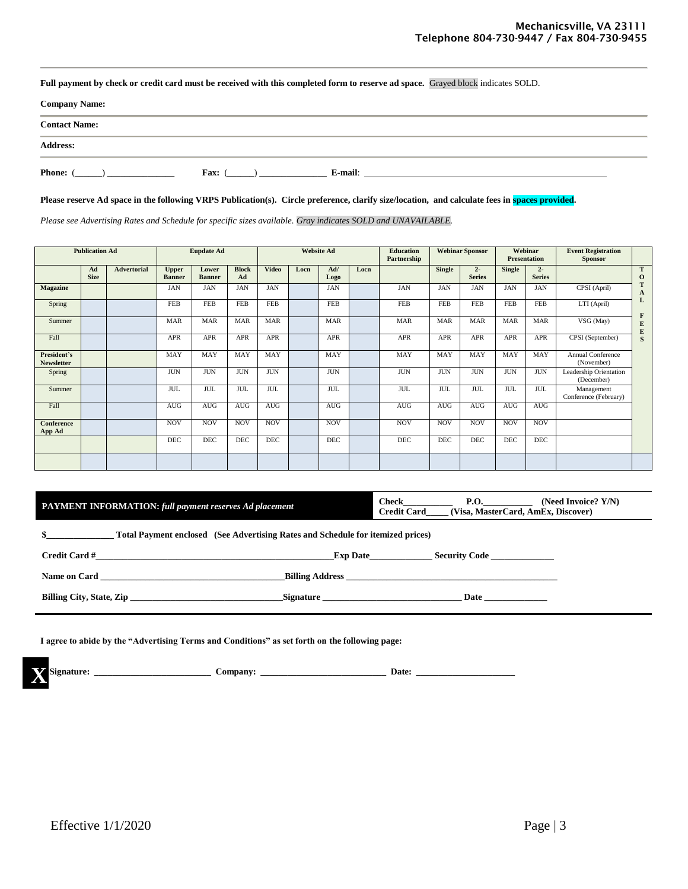Mechanicsville, VA 23111
Telephone 804-730-9447 / Fax 804-730-9455

**Full payment by check or credit card must be received with this completed form to reserve ad space.** Grayed block indicates SOLD.

**Company Name:**

**Contact Name:**

**Address:**

**Phone:** (\_\_\_\_\_\_) \_\_\_\_\_\_\_\_\_\_\_\_\_\_\_ **Fax:** (\_\_\_\_\_\_) \_\_\_\_\_\_\_\_\_\_\_\_\_\_\_ **E-mail**: \_\_\_\_\_\_\_\_\_\_\_\_\_\_\_\_\_\_\_\_\_\_\_\_\_\_\_\_\_\_\_\_\_\_\_\_\_\_\_\_\_\_\_\_\_\_\_\_\_\_\_\_

**Please reserve Ad space in the following VRPS Publication(s). Circle preference, clarify size/location, and calculate fees in spaces provided.**

*Please see Advertising Rates and Schedule for specific sizes available. Gray indicates SOLD and UNAVAILABLE.*

| Publication Ad | | | Eupdate Ad | | | Website Ad | | | | Education Partnership | Webinar Sponsor | | Webinar Presentation | | Event Registration Sponsor | |
|---|---|---|---|---|---|---|---|---|---|---|---|---|---|---|---|---|
| | Ad Size | Advertorial | Upper Banner | Lower Banner | Block Ad | Video | Locn | Ad/ Logo | Locn | | Single | 2-Series | Single | 2-Series | | TOTAL FEES |
| **Magazine** | | | JAN | JAN | JAN | JAN | | JAN | | JAN | JAN | JAN | JAN | JAN | CPSI (April) | |
| Spring | | | FEB | FEB | FEB | FEB | | FEB | | FEB | FEB | FEB | FEB | FEB | LTI (April) | |
| Summer | | | MAR | MAR | MAR | MAR | | MAR | | MAR | MAR | MAR | MAR | MAR | VSG (May) | |
| Fall | | | APR | APR | APR | APR | | APR | | APR | APR | APR | APR | APR | CPSI (September) | |
| **President's Newsletter** | | | MAY | MAY | MAY | MAY | | MAY | | MAY | MAY | MAY | MAY | MAY | Annual Conference (November) | |
| Spring | | | JUN | JUN | JUN | JUN | | JUN | | JUN | JUN | JUN | JUN | JUN | Leadership Orientation (December) | |
| Summer | | | JUL | JUL | JUL | JUL | | JUL | | JUL | JUL | JUL | JUL | JUL | Management Conference (February) | |
| Fall | | | AUG | AUG | AUG | AUG | | AUG | | AUG | AUG | AUG | AUG | AUG | | |
| **Conference App Ad** | | | NOV | NOV | NOV | NOV | | NOV | | NOV | NOV | NOV | NOV | NOV | | |
| | | | DEC | DEC | DEC | DEC | | DEC | | DEC | DEC | DEC | DEC | DEC | | |
| | | | | | | | | | | | | | | | | |

**PAYMENT INFORMATION:** *full payment reserves Ad placement*

**Check\_\_\_\_\_\_\_\_\_\_\_ P.O.\_\_\_\_\_\_\_\_\_\_\_ (Need Invoice? Y/N)**
**Credit Card\_\_\_\_\_ (Visa, MasterCard, AmEx, Discover)**

**$\_\_\_\_\_\_\_\_\_\_\_\_\_\_\_ Total Payment enclosed (See Advertising Rates and Schedule for itemized prices)**

**Credit Card #\_\_\_\_\_\_\_\_\_\_\_\_\_\_\_\_\_\_\_\_\_\_\_\_\_\_\_\_\_\_\_\_\_\_\_\_\_\_\_\_\_\_\_\_\_\_\_\_\_\_\_\_\_Exp Date\_\_\_\_\_\_\_\_\_\_\_\_\_\_ Security Code \_\_\_\_\_\_\_\_\_\_\_\_\_\_**

**Name on Card \_\_\_\_\_\_\_\_\_\_\_\_\_\_\_\_\_\_\_\_\_\_\_\_\_\_\_\_\_\_\_\_\_\_\_\_\_\_\_\_Billing Address \_\_\_\_\_\_\_\_\_\_\_\_\_\_\_\_\_\_\_\_\_\_\_\_\_\_\_\_\_\_\_\_\_\_\_\_\_\_\_\_\_\_\_\_\_\_\_\_**

**Billing City, State, Zip \_\_\_\_\_\_\_\_\_\_\_\_\_\_\_\_\_\_\_\_\_\_\_\_\_\_\_\_\_\_\_\_\_\_Signature \_\_\_\_\_\_\_\_\_\_\_\_\_\_\_\_\_\_\_\_\_\_\_\_\_\_\_\_\_\_\_ Date \_\_\_\_\_\_\_\_\_\_\_\_\_\_**

**I agree to abide by the "Advertising Terms and Conditions" as set forth on the following page:**

**X Signature: \_\_\_\_\_\_\_\_\_\_\_\_\_\_\_\_\_\_\_\_\_\_\_\_\_\_ Company: \_\_\_\_\_\_\_\_\_\_\_\_\_\_\_\_\_\_\_\_\_\_\_\_\_\_\_\_ Date: \_\_\_\_\_\_\_\_\_\_\_\_\_\_\_\_\_\_\_\_\_\_**

Effective 1/1/2020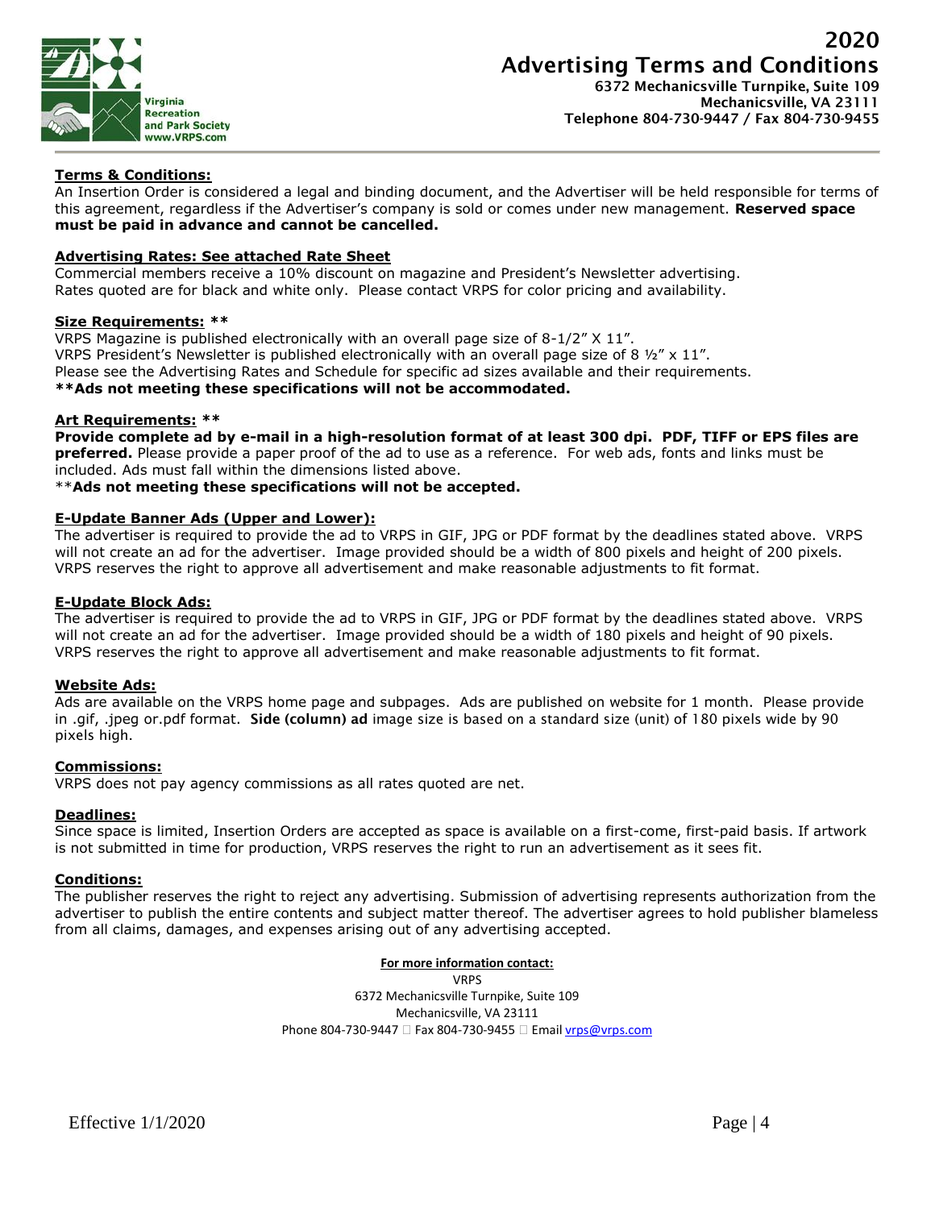# 2020 Advertising Terms and Conditions

**6372 Mechanicsville Turnpike, Suite 109**
**Mechanicsville, VA 23111**
**Telephone 804-730-9447 / Fax 804-730-9455**

Virginia Recreation and Park Society
www.VRPS.com

## Terms & Conditions:

An Insertion Order is considered a legal and binding document, and the Advertiser will be held responsible for terms of this agreement, regardless if the Advertiser's company is sold or comes under new management. **Reserved space must be paid in advance and cannot be cancelled.**

## Advertising Rates: See attached Rate Sheet

Commercial members receive a 10% discount on magazine and President's Newsletter advertising.
Rates quoted are for black and white only. Please contact VRPS for color pricing and availability.

## Size Requirements: **

VRPS Magazine is published electronically with an overall page size of 8-1/2" X 11".
VRPS President's Newsletter is published electronically with an overall page size of 8 ½" x 11".
Please see the Advertising Rates and Schedule for specific ad sizes available and their requirements.
****Ads not meeting these specifications will not be accommodated.**

## Art Requirements: **

**Provide complete ad by e-mail in a high-resolution format of at least 300 dpi. PDF, TIFF or EPS files are preferred.** Please provide a paper proof of the ad to use as a reference. For web ads, fonts and links must be included. Ads must fall within the dimensions listed above.
****Ads not meeting these specifications will not be accepted.**

## E-Update Banner Ads (Upper and Lower):

The advertiser is required to provide the ad to VRPS in GIF, JPG or PDF format by the deadlines stated above. VRPS will not create an ad for the advertiser. Image provided should be a width of 800 pixels and height of 200 pixels. VRPS reserves the right to approve all advertisement and make reasonable adjustments to fit format.

## E-Update Block Ads:

The advertiser is required to provide the ad to VRPS in GIF, JPG or PDF format by the deadlines stated above. VRPS will not create an ad for the advertiser. Image provided should be a width of 180 pixels and height of 90 pixels. VRPS reserves the right to approve all advertisement and make reasonable adjustments to fit format.

## Website Ads:

Ads are available on the VRPS home page and subpages. Ads are published on website for 1 month. Please provide in .gif, .jpeg or.pdf format. **Side (column) ad** image size is based on a standard size (unit) of 180 pixels wide by 90 pixels high.

## Commissions:

VRPS does not pay agency commissions as all rates quoted are net.

## Deadlines:

Since space is limited, Insertion Orders are accepted as space is available on a first-come, first-paid basis. If artwork is not submitted in time for production, VRPS reserves the right to run an advertisement as it sees fit.

## Conditions:

The publisher reserves the right to reject any advertising. Submission of advertising represents authorization from the advertiser to publish the entire contents and subject matter thereof. The advertiser agrees to hold publisher blameless from all claims, damages, and expenses arising out of any advertising accepted.

**For more information contact:**
VRPS
6372 Mechanicsville Turnpike, Suite 109
Mechanicsville, VA 23111
Phone 804-730-9447 Fax 804-730-9455 Email vrps@vrps.com

Effective 1/1/2020